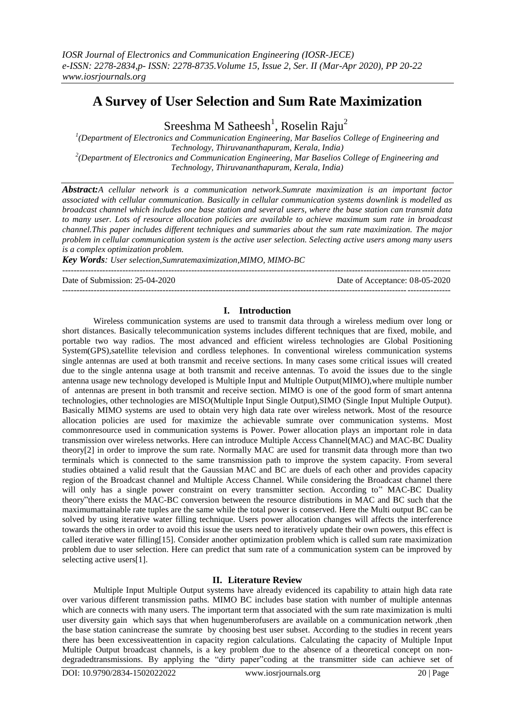# A Survey of User Selection and Sum Rate Maximization

Sreeshma M Satheesh[1], Roselin Raju[2]

[1](Department of Electronics and Communication Engineering, Mar Baselios College of Engineering and Technology, Thiruvananthapuram, Kerala, India)
[2](Department of Electronics and Communication Engineering, Mar Baselios College of Engineering and Technology, Thiruvananthapuram, Kerala, India)

***Abstract:****A cellular network is a communication network.Sumrate maximization is an important factor associated with cellular communication. Basically in cellular communication systems downlink is modelled as broadcast channel which includes one base station and several users, where the base station can transmit data to many user. Lots of resource allocation policies are available to achieve maximum sum rate in broadcast channel.This paper includes different techniques and summaries about the sum rate maximization. The major problem in cellular communication system is the active user selection. Selecting active users among many users is a complex optimization problem.*

***Key Words****: User selection,Sumratemaximization,MIMO, MIMO-BC*

---

Date of Submission: 25-04-2020 Date of Acceptance: 08-05-2020

---

## I. Introduction

Wireless communication systems are used to transmit data through a wireless medium over long or short distances. Basically telecommunication systems includes different techniques that are fixed, mobile, and portable two way radios. The most advanced and efficient wireless technologies are Global Positioning System(GPS),satellite television and cordless telephones. In conventional wireless communication systems single antennas are used at both transmit and receive sections. In many cases some critical issues will created due to the single antenna usage at both transmit and receive antennas. To avoid the issues due to the single antenna usage new technology developed is Multiple Input and Multiple Output(MIMO),where multiple number of antennas are present in both transmit and receive section. MIMO is one of the good form of smart antenna technologies, other technologies are MISO(Multiple Input Single Output),SIMO (Single Input Multiple Output). Basically MIMO systems are used to obtain very high data rate over wireless network. Most of the resource allocation policies are used for maximize the achievable sumrate over communication systems. Most commonresource used in communication systems is Power. Power allocation plays an important role in data transmission over wireless networks. Here can introduce Multiple Access Channel(MAC) and MAC-BC Duality theory[2] in order to improve the sum rate. Normally MAC are used for transmit data through more than two terminals which is connected to the same transmission path to improve the system capacity. From several studies obtained a valid result that the Gaussian MAC and BC are duels of each other and provides capacity region of the Broadcast channel and Multiple Access Channel. While considering the Broadcast channel there will only has a single power constraint on every transmitter section. According to" MAC-BC Duality theory"there exists the MAC-BC conversion between the resource distributions in MAC and BC such that the maximumattainable rate tuples are the same while the total power is conserved. Here the Multi output BC can be solved by using iterative water filling technique. Users power allocation changes will affects the interference towards the others in order to avoid this issue the users need to iteratively update their own powers, this effect is called iterative water filling[15]. Consider another optimization problem which is called sum rate maximization problem due to user selection. Here can predict that sum rate of a communication system can be improved by selecting active users[1].

## II. Literature Review

Multiple Input Multiple Output systems have already evidenced its capability to attain high data rate over various different transmission paths. MIMO BC includes base station with number of multiple antennas which are connects with many users. The important term that associated with the sum rate maximization is multi user diversity gain which says that when hugenumberofusers are available on a communication network ,then the base station canincrease the sumrate by choosing best user subset. According to the studies in recent years there has been excessiveattention in capacity region calculations. Calculating the capacity of Multiple Input Multiple Output broadcast channels, is a key problem due to the absence of a theoretical concept on non-degradedtransmissions. By applying the "dirty paper"coding at the transmitter side can achieve set of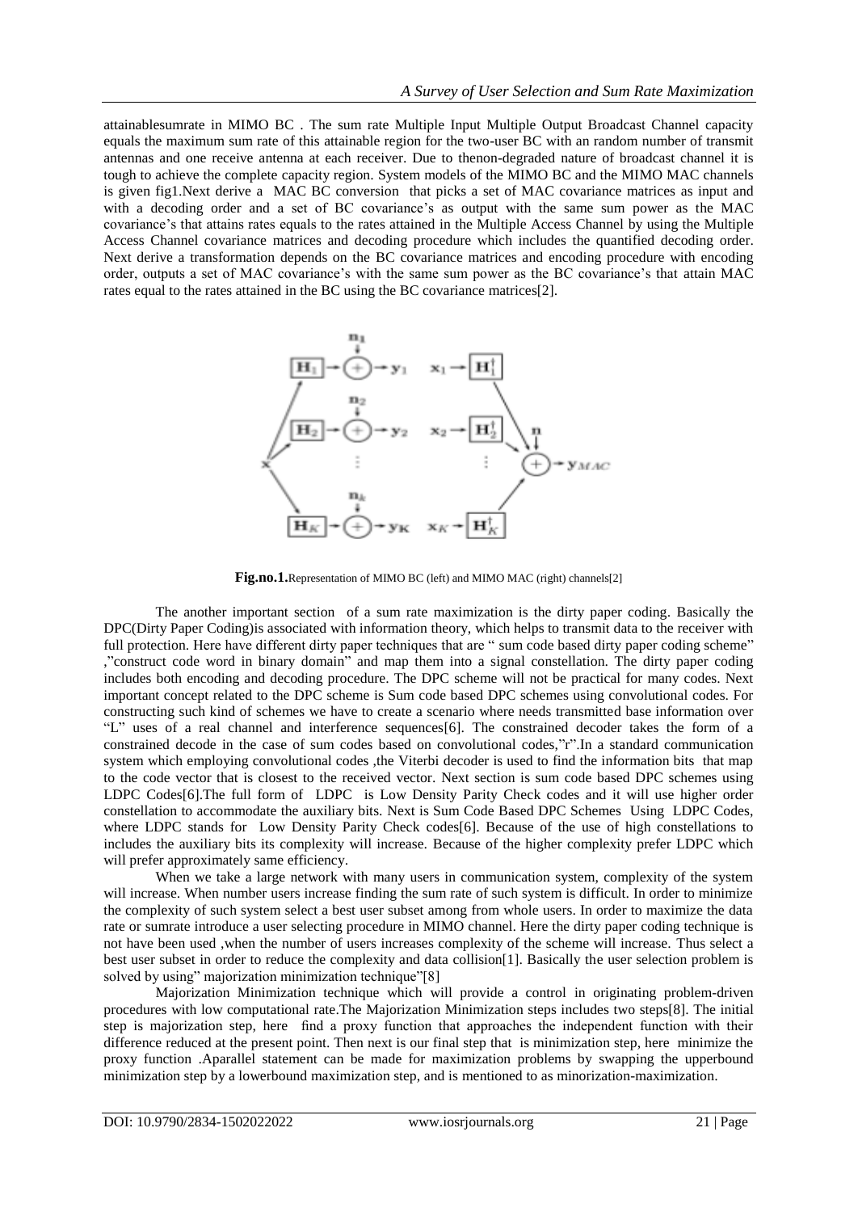attainablesumrate in MIMO BC . The sum rate Multiple Input Multiple Output Broadcast Channel capacity equals the maximum sum rate of this attainable region for the two-user BC with an random number of transmit antennas and one receive antenna at each receiver. Due to thenon-degraded nature of broadcast channel it is tough to achieve the complete capacity region. System models of the MIMO BC and the MIMO MAC channels is given fig1.Next derive a MAC BC conversion that picks a set of MAC covariance matrices as input and with a decoding order and a set of BC covariance's as output with the same sum power as the MAC covariance's that attains rates equals to the rates attained in the Multiple Access Channel by using the Multiple Access Channel covariance matrices and decoding procedure which includes the quantified decoding order. Next derive a transformation depends on the BC covariance matrices and encoding procedure with encoding order, outputs a set of MAC covariance's with the same sum power as the BC covariance's that attain MAC rates equal to the rates attained in the BC using the BC covariance matrices[2].

**Fig.no.1.**Representation of MIMO BC (left) and MIMO MAC (right) channels[2]

The another important section of a sum rate maximization is the dirty paper coding. Basically the DPC(Dirty Paper Coding)is associated with information theory, which helps to transmit data to the receiver with full protection. Here have different dirty paper techniques that are " sum code based dirty paper coding scheme" ,"construct code word in binary domain" and map them into a signal constellation. The dirty paper coding includes both encoding and decoding procedure. The DPC scheme will not be practical for many codes. Next important concept related to the DPC scheme is Sum code based DPC schemes using convolutional codes. For constructing such kind of schemes we have to create a scenario where needs transmitted base information over "L" uses of a real channel and interference sequences[6]. The constrained decoder takes the form of a constrained decode in the case of sum codes based on convolutional codes,"r".In a standard communication system which employing convolutional codes ,the Viterbi decoder is used to find the information bits that map to the code vector that is closest to the received vector. Next section is sum code based DPC schemes using LDPC Codes[6].The full form of LDPC is Low Density Parity Check codes and it will use higher order constellation to accommodate the auxiliary bits. Next is Sum Code Based DPC Schemes Using LDPC Codes, where LDPC stands for Low Density Parity Check codes[6]. Because of the use of high constellations to includes the auxiliary bits its complexity will increase. Because of the higher complexity prefer LDPC which will prefer approximately same efficiency.

When we take a large network with many users in communication system, complexity of the system will increase. When number users increase finding the sum rate of such system is difficult. In order to minimize the complexity of such system select a best user subset among from whole users. In order to maximize the data rate or sumrate introduce a user selecting procedure in MIMO channel. Here the dirty paper coding technique is not have been used ,when the number of users increases complexity of the scheme will increase. Thus select a best user subset in order to reduce the complexity and data collision[1]. Basically the user selection problem is solved by using" majorization minimization technique"[8]

Majorization Minimization technique which will provide a control in originating problem-driven procedures with low computational rate.The Majorization Minimization steps includes two steps[8]. The initial step is majorization step, here find a proxy function that approaches the independent function with their difference reduced at the present point. Then next is our final step that is minimization step, here minimize the proxy function .Aparallel statement can be made for maximization problems by swapping the upperbound minimization step by a lowerbound maximization step, and is mentioned to as minorization-maximization.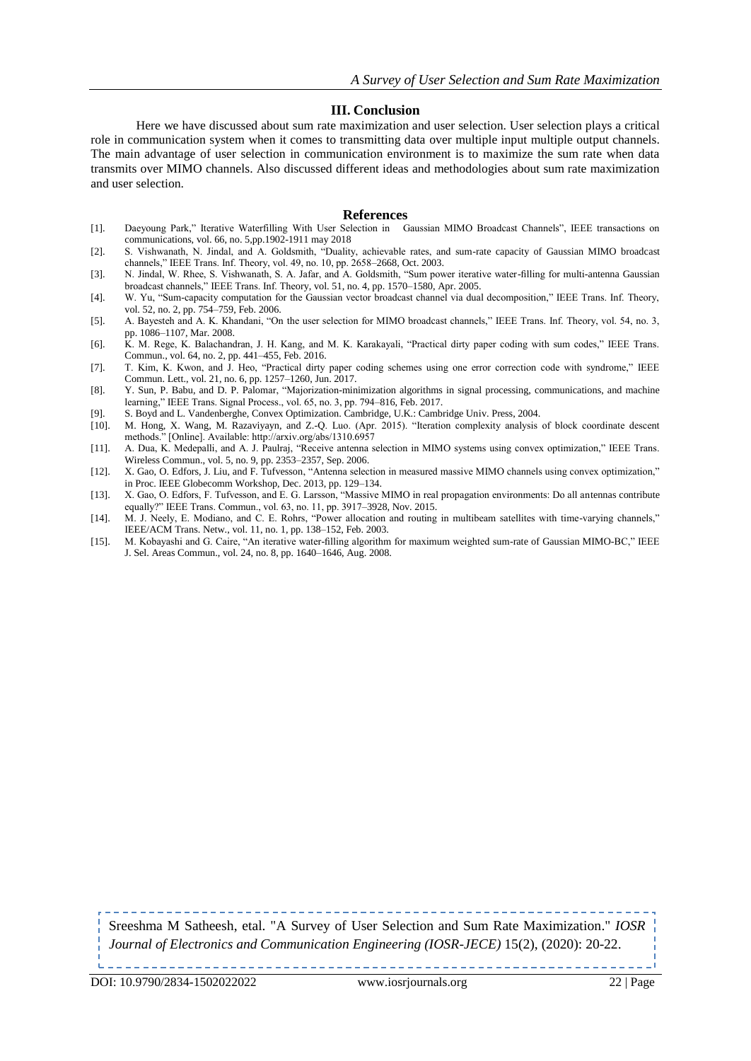## III. Conclusion

Here we have discussed about sum rate maximization and user selection. User selection plays a critical role in communication system when it comes to transmitting data over multiple input multiple output channels. The main advantage of user selection in communication environment is to maximize the sum rate when data transmits over MIMO channels. Also discussed different ideas and methodologies about sum rate maximization and user selection.

## References

[1]. Daeyoung Park," Iterative Waterfilling With User Selection in Gaussian MIMO Broadcast Channels", IEEE transactions on communications, vol. 66, no. 5,pp.1902-1911 may 2018

[2]. S. Vishwanath, N. Jindal, and A. Goldsmith, "Duality, achievable rates, and sum-rate capacity of Gaussian MIMO broadcast channels," IEEE Trans. Inf. Theory, vol. 49, no. 10, pp. 2658–2668, Oct. 2003.

[3]. N. Jindal, W. Rhee, S. Vishwanath, S. A. Jafar, and A. Goldsmith, "Sum power iterative water-filling for multi-antenna Gaussian broadcast channels," IEEE Trans. Inf. Theory, vol. 51, no. 4, pp. 1570–1580, Apr. 2005.

[4]. W. Yu, "Sum-capacity computation for the Gaussian vector broadcast channel via dual decomposition," IEEE Trans. Inf. Theory, vol. 52, no. 2, pp. 754–759, Feb. 2006.

[5]. A. Bayesteh and A. K. Khandani, "On the user selection for MIMO broadcast channels," IEEE Trans. Inf. Theory, vol. 54, no. 3, pp. 1086–1107, Mar. 2008.

[6]. K. M. Rege, K. Balachandran, J. H. Kang, and M. K. Karakayali, "Practical dirty paper coding with sum codes," IEEE Trans. Commun., vol. 64, no. 2, pp. 441–455, Feb. 2016.

[7]. T. Kim, K. Kwon, and J. Heo, "Practical dirty paper coding schemes using one error correction code with syndrome," IEEE Commun. Lett., vol. 21, no. 6, pp. 1257–1260, Jun. 2017.

[8]. Y. Sun, P. Babu, and D. P. Palomar, "Majorization-minimization algorithms in signal processing, communications, and machine learning," IEEE Trans. Signal Process., vol. 65, no. 3, pp. 794–816, Feb. 2017.

[9]. S. Boyd and L. Vandenberghe, Convex Optimization. Cambridge, U.K.: Cambridge Univ. Press, 2004.

[10]. M. Hong, X. Wang, M. Razaviyayn, and Z.-Q. Luo. (Apr. 2015). "Iteration complexity analysis of block coordinate descent methods." [Online]. Available: http://arxiv.org/abs/1310.6957

[11]. A. Dua, K. Medepalli, and A. J. Paulraj, "Receive antenna selection in MIMO systems using convex optimization," IEEE Trans. Wireless Commun., vol. 5, no. 9, pp. 2353–2357, Sep. 2006.

[12]. X. Gao, O. Edfors, J. Liu, and F. Tufvesson, "Antenna selection in measured massive MIMO channels using convex optimization," in Proc. IEEE Globecomm Workshop, Dec. 2013, pp. 129–134.

[13]. X. Gao, O. Edfors, F. Tufvesson, and E. G. Larsson, "Massive MIMO in real propagation environments: Do all antennas contribute equally?" IEEE Trans. Commun., vol. 63, no. 11, pp. 3917–3928, Nov. 2015.

[14]. M. J. Neely, E. Modiano, and C. E. Rohrs, "Power allocation and routing in multibeam satellites with time-varying channels," IEEE/ACM Trans. Netw., vol. 11, no. 1, pp. 138–152, Feb. 2003.

[15]. M. Kobayashi and G. Caire, "An iterative water-filling algorithm for maximum weighted sum-rate of Gaussian MIMO-BC," IEEE J. Sel. Areas Commun., vol. 24, no. 8, pp. 1640–1646, Aug. 2008.

Sreeshma M Satheesh, etal. "A Survey of User Selection and Sum Rate Maximization." *IOSR Journal of Electronics and Communication Engineering (IOSR-JECE)* 15(2), (2020): 20-22.